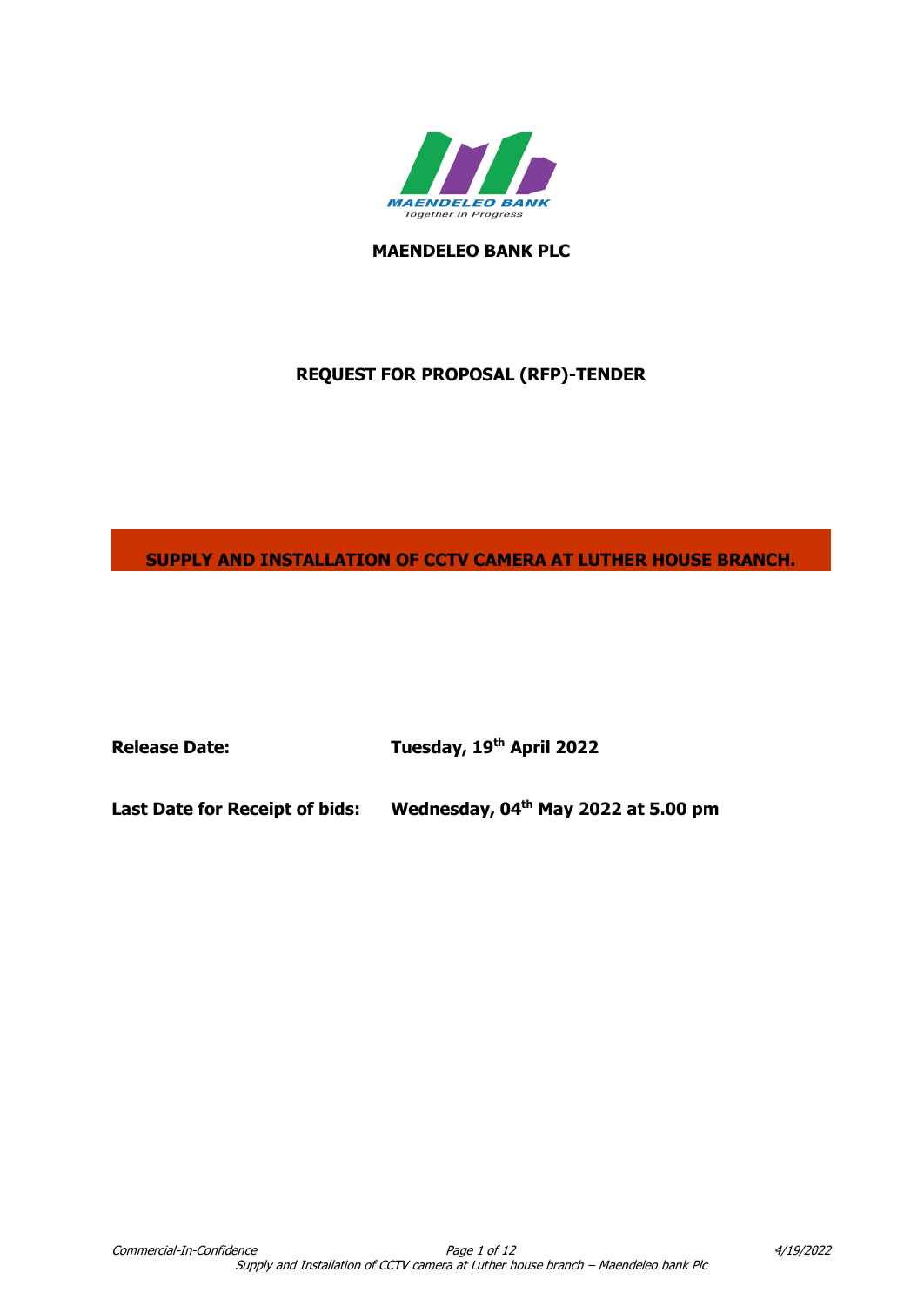MAENDELEO BANK

Together in Progress

**MAENDELEO BANK PLC**

**REQUEST FOR PROPOSAL (RFP)-TENDER**

# SUPPLY AND INSTALLATION OF CCTV CAMERA AT LUTHER HOUSE BRANCH.

**Release Date:** **Tuesday, 19th April 2022**

**Last Date for Receipt of bids:** **Wednesday, 04th May 2022 at 5.00 pm**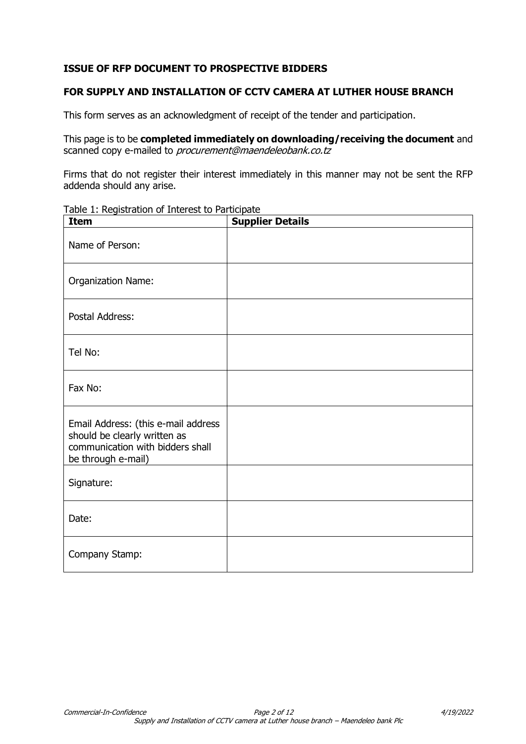**ISSUE OF RFP DOCUMENT TO PROSPECTIVE BIDDERS**

**FOR SUPPLY AND INSTALLATION OF CCTV CAMERA AT LUTHER HOUSE BRANCH**

This form serves as an acknowledgment of receipt of the tender and participation.

This page is to be **completed immediately on downloading/receiving the document** and scanned copy e-mailed to *procurement@maendeleobank.co.tz*

Firms that do not register their interest immediately in this manner may not be sent the RFP addenda should any arise.

Table 1: Registration of Interest to Participate

| Item | Supplier Details |
|---|---|
| Name of Person: | |
| Organization Name: | |
| Postal Address: | |
| Tel No: | |
| Fax No: | |
| Email Address: (this e-mail address should be clearly written as communication with bidders shall be through e-mail) | |
| Signature: | |
| Date: | |
| Company Stamp: | |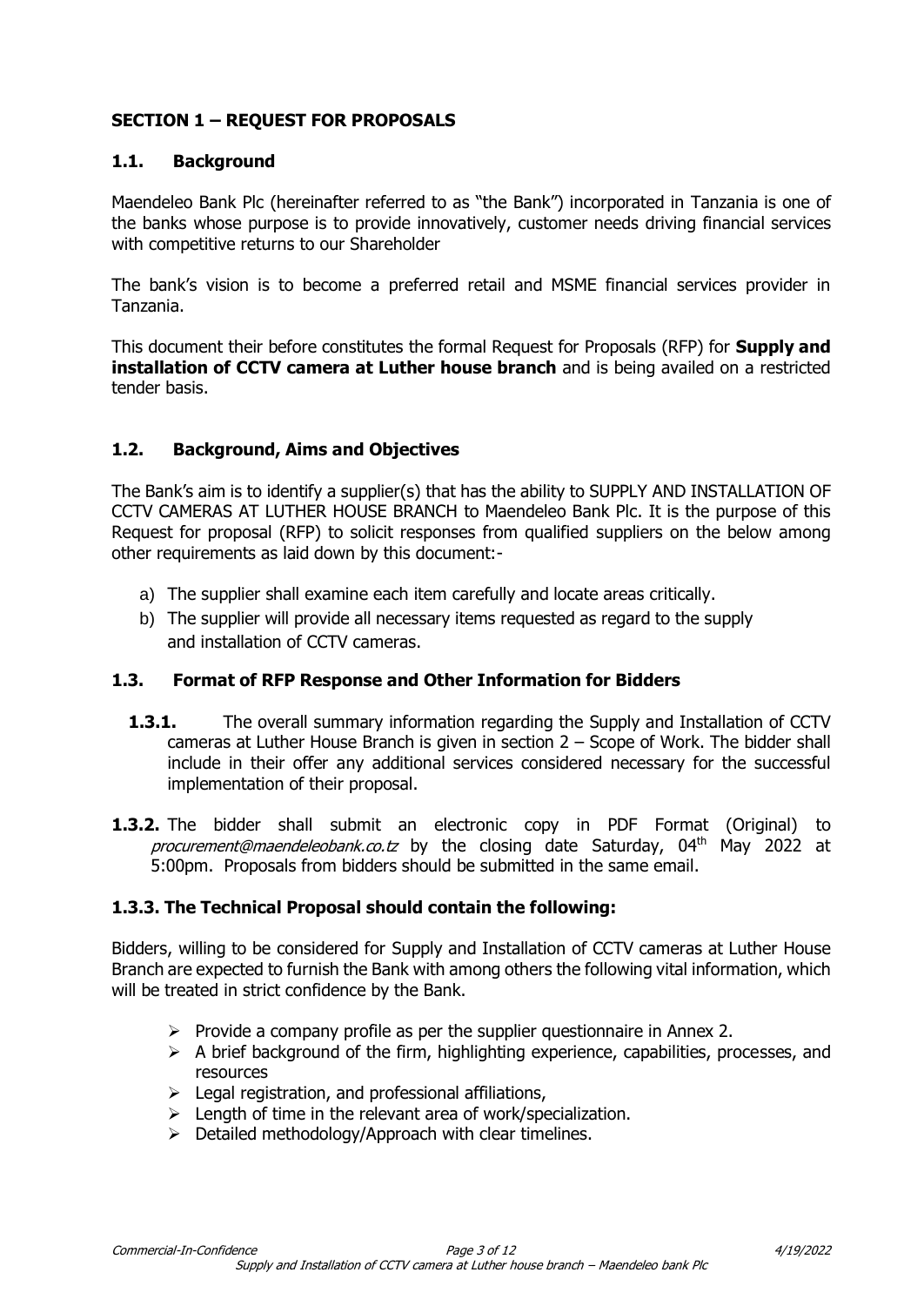## SECTION 1 – REQUEST FOR PROPOSALS

### 1.1. Background

Maendeleo Bank Plc (hereinafter referred to as "the Bank") incorporated in Tanzania is one of the banks whose purpose is to provide innovatively, customer needs driving financial services with competitive returns to our Shareholder

The bank's vision is to become a preferred retail and MSME financial services provider in Tanzania.

This document their before constitutes the formal Request for Proposals (RFP) for **Supply and installation of CCTV camera at Luther house branch** and is being availed on a restricted tender basis.

### 1.2. Background, Aims and Objectives

The Bank's aim is to identify a supplier(s) that has the ability to SUPPLY AND INSTALLATION OF CCTV CAMERAS AT LUTHER HOUSE BRANCH to Maendeleo Bank Plc. It is the purpose of this Request for proposal (RFP) to solicit responses from qualified suppliers on the below among other requirements as laid down by this document:-

a) The supplier shall examine each item carefully and locate areas critically.
b) The supplier will provide all necessary items requested as regard to the supply and installation of CCTV cameras.

### 1.3. Format of RFP Response and Other Information for Bidders

**1.3.1.** The overall summary information regarding the Supply and Installation of CCTV cameras at Luther House Branch is given in section 2 – Scope of Work. The bidder shall include in their offer any additional services considered necessary for the successful implementation of their proposal.

**1.3.2.** The bidder shall submit an electronic copy in PDF Format (Original) to *procurement@maendeleobank.co.tz* by the closing date Saturday, 04th May 2022 at 5:00pm. Proposals from bidders should be submitted in the same email.

### 1.3.3. The Technical Proposal should contain the following:

Bidders, willing to be considered for Supply and Installation of CCTV cameras at Luther House Branch are expected to furnish the Bank with among others the following vital information, which will be treated in strict confidence by the Bank.

- Provide a company profile as per the supplier questionnaire in Annex 2.
- A brief background of the firm, highlighting experience, capabilities, processes, and resources
- Legal registration, and professional affiliations,
- Length of time in the relevant area of work/specialization.
- Detailed methodology/Approach with clear timelines.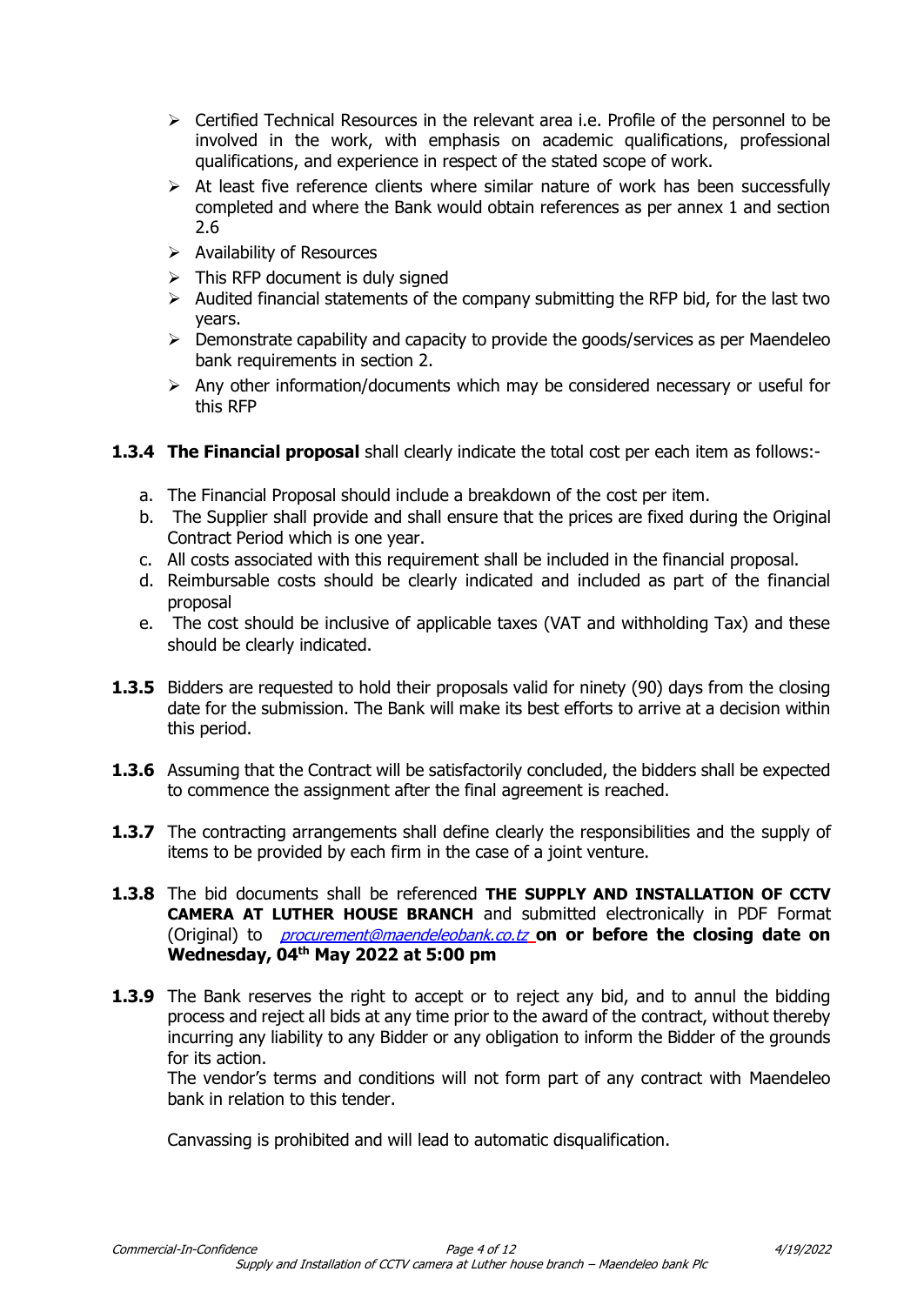- Certified Technical Resources in the relevant area i.e. Profile of the personnel to be involved in the work, with emphasis on academic qualifications, professional qualifications, and experience in respect of the stated scope of work.
- At least five reference clients where similar nature of work has been successfully completed and where the Bank would obtain references as per annex 1 and section 2.6
- Availability of Resources
- This RFP document is duly signed
- Audited financial statements of the company submitting the RFP bid, for the last two years.
- Demonstrate capability and capacity to provide the goods/services as per Maendeleo bank requirements in section 2.
- Any other information/documents which may be considered necessary or useful for this RFP

**1.3.4 The Financial proposal** shall clearly indicate the total cost per each item as follows:-

a. The Financial Proposal should include a breakdown of the cost per item.
b. The Supplier shall provide and shall ensure that the prices are fixed during the Original Contract Period which is one year.
c. All costs associated with this requirement shall be included in the financial proposal.
d. Reimbursable costs should be clearly indicated and included as part of the financial proposal
e. The cost should be inclusive of applicable taxes (VAT and withholding Tax) and these should be clearly indicated.

**1.3.5** Bidders are requested to hold their proposals valid for ninety (90) days from the closing date for the submission. The Bank will make its best efforts to arrive at a decision within this period.

**1.3.6** Assuming that the Contract will be satisfactorily concluded, the bidders shall be expected to commence the assignment after the final agreement is reached.

**1.3.7** The contracting arrangements shall define clearly the responsibilities and the supply of items to be provided by each firm in the case of a joint venture.

**1.3.8** The bid documents shall be referenced **THE SUPPLY AND INSTALLATION OF CCTV CAMERA AT LUTHER HOUSE BRANCH** and submitted electronically in PDF Format (Original) to *procurement@maendeleobank.co.tz* **on or before the closing date on Wednesday, 04th May 2022 at 5:00 pm**

**1.3.9** The Bank reserves the right to accept or to reject any bid, and to annul the bidding process and reject all bids at any time prior to the award of the contract, without thereby incurring any liability to any Bidder or any obligation to inform the Bidder of the grounds for its action.

The vendor's terms and conditions will not form part of any contract with Maendeleo bank in relation to this tender.

Canvassing is prohibited and will lead to automatic disqualification.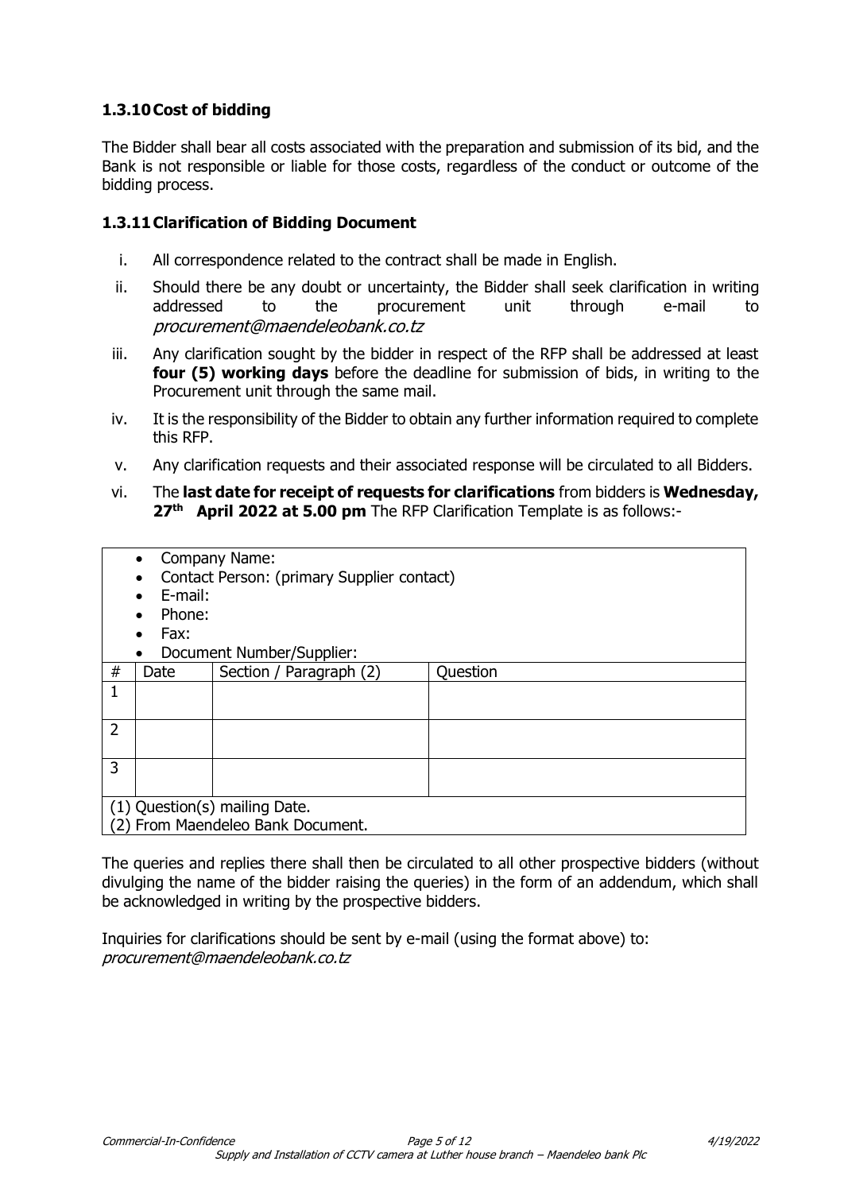### 1.3.10 Cost of bidding

The Bidder shall bear all costs associated with the preparation and submission of its bid, and the Bank is not responsible or liable for those costs, regardless of the conduct or outcome of the bidding process.

### 1.3.11 Clarification of Bidding Document

i. All correspondence related to the contract shall be made in English.

ii. Should there be any doubt or uncertainty, the Bidder shall seek clarification in writing addressed to the procurement unit through e-mail to *procurement@maendeleobank.co.tz*

iii. Any clarification sought by the bidder in respect of the RFP shall be addressed at least **four (5) working days** before the deadline for submission of bids, in writing to the Procurement unit through the same mail.

iv. It is the responsibility of the Bidder to obtain any further information required to complete this RFP.

v. Any clarification requests and their associated response will be circulated to all Bidders.

vi. The **last date for receipt of requests for clarifications** from bidders is **Wednesday, 27th April 2022 at 5.00 pm** The RFP Clarification Template is as follows:-

- Company Name:
- Contact Person: (primary Supplier contact)
- E-mail:
- Phone:
- Fax:
- Document Number/Supplier:

| # | Date | Section / Paragraph (2) | Question |
|---|---|---|---|
| 1 | | | |
| 2 | | | |
| 3 | | | |

(1) Question(s) mailing Date.
(2) From Maendeleo Bank Document.

The queries and replies there shall then be circulated to all other prospective bidders (without divulging the name of the bidder raising the queries) in the form of an addendum, which shall be acknowledged in writing by the prospective bidders.

Inquiries for clarifications should be sent by e-mail (using the format above) to:
*procurement@maendeleobank.co.tz*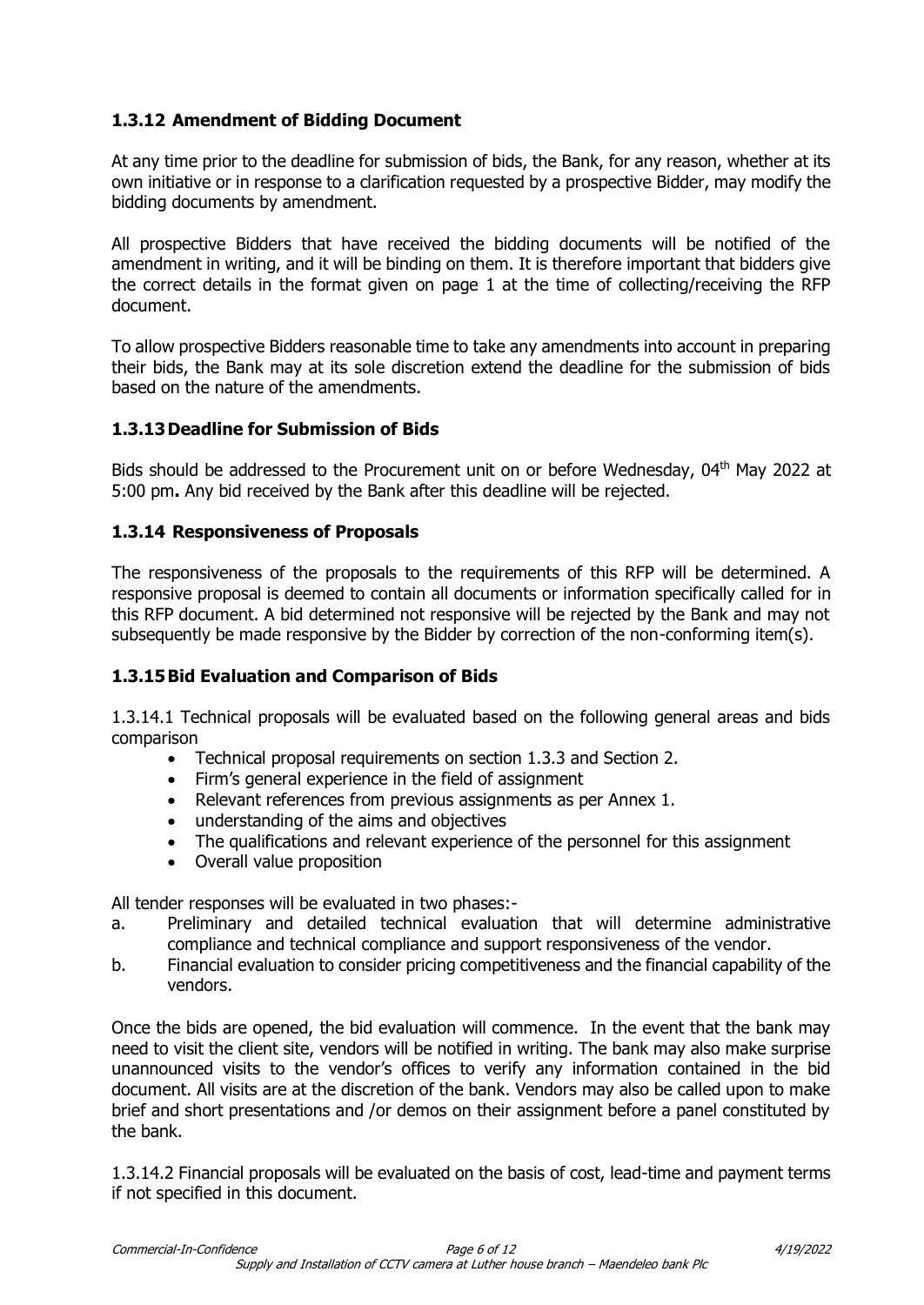### 1.3.12 Amendment of Bidding Document

At any time prior to the deadline for submission of bids, the Bank, for any reason, whether at its own initiative or in response to a clarification requested by a prospective Bidder, may modify the bidding documents by amendment.

All prospective Bidders that have received the bidding documents will be notified of the amendment in writing, and it will be binding on them. It is therefore important that bidders give the correct details in the format given on page 1 at the time of collecting/receiving the RFP document.

To allow prospective Bidders reasonable time to take any amendments into account in preparing their bids, the Bank may at its sole discretion extend the deadline for the submission of bids based on the nature of the amendments.

### 1.3.13 Deadline for Submission of Bids

Bids should be addressed to the Procurement unit on or before Wednesday, 04th May 2022 at 5:00 pm**.** Any bid received by the Bank after this deadline will be rejected.

### 1.3.14 Responsiveness of Proposals

The responsiveness of the proposals to the requirements of this RFP will be determined. A responsive proposal is deemed to contain all documents or information specifically called for in this RFP document. A bid determined not responsive will be rejected by the Bank and may not subsequently be made responsive by the Bidder by correction of the non-conforming item(s).

### 1.3.15 Bid Evaluation and Comparison of Bids

1.3.14.1 Technical proposals will be evaluated based on the following general areas and bids comparison

- Technical proposal requirements on section 1.3.3 and Section 2.
- Firm's general experience in the field of assignment
- Relevant references from previous assignments as per Annex 1.
- understanding of the aims and objectives
- The qualifications and relevant experience of the personnel for this assignment
- Overall value proposition

All tender responses will be evaluated in two phases:-

a. Preliminary and detailed technical evaluation that will determine administrative compliance and technical compliance and support responsiveness of the vendor.
b. Financial evaluation to consider pricing competitiveness and the financial capability of the vendors.

Once the bids are opened, the bid evaluation will commence. In the event that the bank may need to visit the client site, vendors will be notified in writing. The bank may also make surprise unannounced visits to the vendor's offices to verify any information contained in the bid document. All visits are at the discretion of the bank. Vendors may also be called upon to make brief and short presentations and /or demos on their assignment before a panel constituted by the bank.

1.3.14.2 Financial proposals will be evaluated on the basis of cost, lead-time and payment terms if not specified in this document.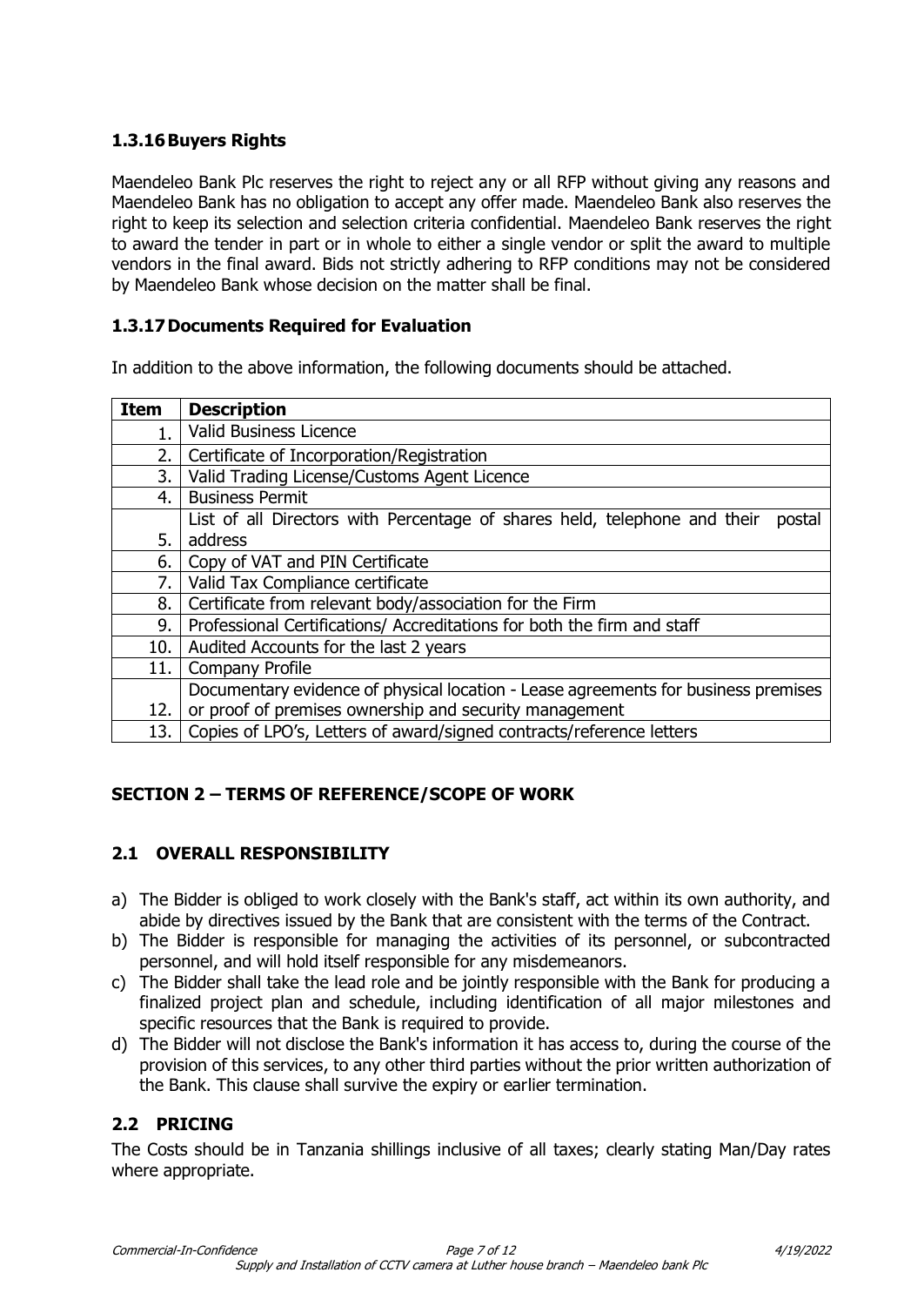### 1.3.16 Buyers Rights

Maendeleo Bank Plc reserves the right to reject any or all RFP without giving any reasons and Maendeleo Bank has no obligation to accept any offer made. Maendeleo Bank also reserves the right to keep its selection and selection criteria confidential. Maendeleo Bank reserves the right to award the tender in part or in whole to either a single vendor or split the award to multiple vendors in the final award. Bids not strictly adhering to RFP conditions may not be considered by Maendeleo Bank whose decision on the matter shall be final.

### 1.3.17 Documents Required for Evaluation

In addition to the above information, the following documents should be attached.

| Item | Description |
|---|---|
| 1. | Valid Business Licence |
| 2. | Certificate of Incorporation/Registration |
| 3. | Valid Trading License/Customs Agent Licence |
| 4. | Business Permit |
| 5. | List of all Directors with Percentage of shares held, telephone and their postal address |
| 6. | Copy of VAT and PIN Certificate |
| 7. | Valid Tax Compliance certificate |
| 8. | Certificate from relevant body/association for the Firm |
| 9. | Professional Certifications/ Accreditations for both the firm and staff |
| 10. | Audited Accounts for the last 2 years |
| 11. | Company Profile |
| 12. | Documentary evidence of physical location - Lease agreements for business premises or proof of premises ownership and security management |
| 13. | Copies of LPO's, Letters of award/signed contracts/reference letters |

## SECTION 2 – TERMS OF REFERENCE/SCOPE OF WORK

### 2.1 OVERALL RESPONSIBILITY

a) The Bidder is obliged to work closely with the Bank's staff, act within its own authority, and abide by directives issued by the Bank that are consistent with the terms of the Contract.
b) The Bidder is responsible for managing the activities of its personnel, or subcontracted personnel, and will hold itself responsible for any misdemeanors.
c) The Bidder shall take the lead role and be jointly responsible with the Bank for producing a finalized project plan and schedule, including identification of all major milestones and specific resources that the Bank is required to provide.
d) The Bidder will not disclose the Bank's information it has access to, during the course of the provision of this services, to any other third parties without the prior written authorization of the Bank. This clause shall survive the expiry or earlier termination.

### 2.2 PRICING

The Costs should be in Tanzania shillings inclusive of all taxes; clearly stating Man/Day rates where appropriate.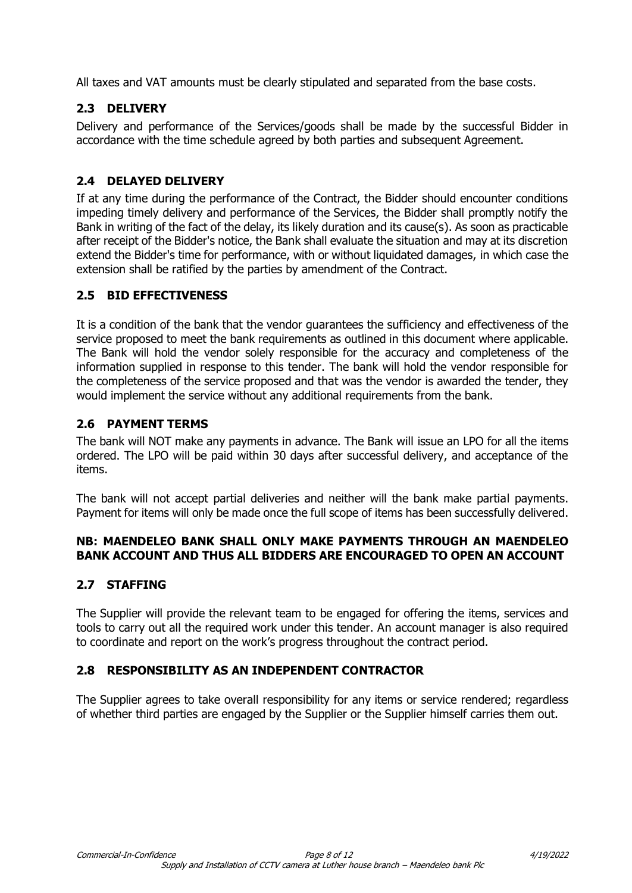All taxes and VAT amounts must be clearly stipulated and separated from the base costs.

## 2.3 DELIVERY

Delivery and performance of the Services/goods shall be made by the successful Bidder in accordance with the time schedule agreed by both parties and subsequent Agreement.

## 2.4 DELAYED DELIVERY

If at any time during the performance of the Contract, the Bidder should encounter conditions impeding timely delivery and performance of the Services, the Bidder shall promptly notify the Bank in writing of the fact of the delay, its likely duration and its cause(s). As soon as practicable after receipt of the Bidder's notice, the Bank shall evaluate the situation and may at its discretion extend the Bidder's time for performance, with or without liquidated damages, in which case the extension shall be ratified by the parties by amendment of the Contract.

## 2.5 BID EFFECTIVENESS

It is a condition of the bank that the vendor guarantees the sufficiency and effectiveness of the service proposed to meet the bank requirements as outlined in this document where applicable. The Bank will hold the vendor solely responsible for the accuracy and completeness of the information supplied in response to this tender. The bank will hold the vendor responsible for the completeness of the service proposed and that was the vendor is awarded the tender, they would implement the service without any additional requirements from the bank.

## 2.6 PAYMENT TERMS

The bank will NOT make any payments in advance. The Bank will issue an LPO for all the items ordered. The LPO will be paid within 30 days after successful delivery, and acceptance of the items.

The bank will not accept partial deliveries and neither will the bank make partial payments. Payment for items will only be made once the full scope of items has been successfully delivered.

**NB: MAENDELEO BANK SHALL ONLY MAKE PAYMENTS THROUGH AN MAENDELEO BANK ACCOUNT AND THUS ALL BIDDERS ARE ENCOURAGED TO OPEN AN ACCOUNT**

## 2.7 STAFFING

The Supplier will provide the relevant team to be engaged for offering the items, services and tools to carry out all the required work under this tender. An account manager is also required to coordinate and report on the work's progress throughout the contract period.

## 2.8 RESPONSIBILITY AS AN INDEPENDENT CONTRACTOR

The Supplier agrees to take overall responsibility for any items or service rendered; regardless of whether third parties are engaged by the Supplier or the Supplier himself carries them out.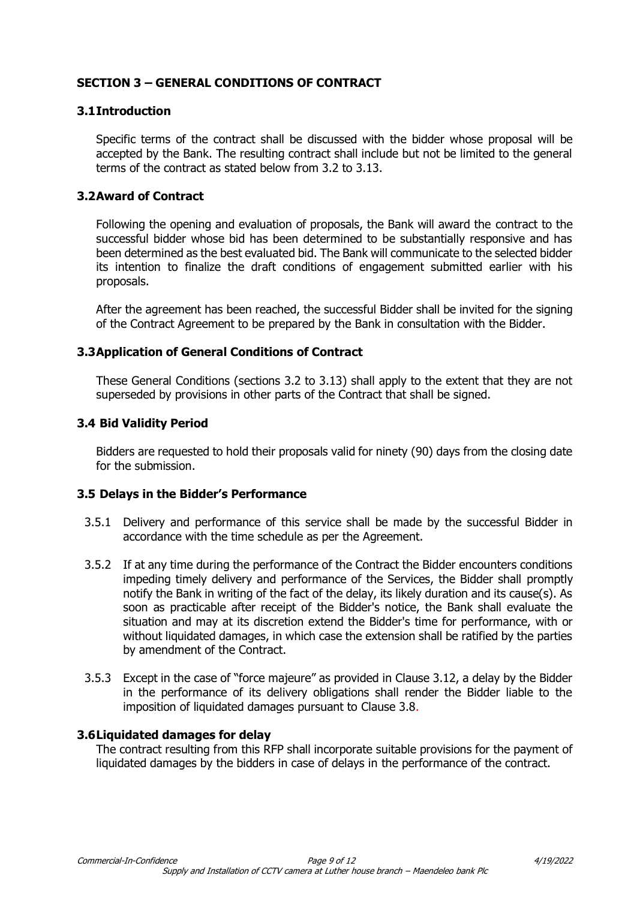## SECTION 3 – GENERAL CONDITIONS OF CONTRACT

### 3.1 Introduction

Specific terms of the contract shall be discussed with the bidder whose proposal will be accepted by the Bank. The resulting contract shall include but not be limited to the general terms of the contract as stated below from 3.2 to 3.13.

### 3.2 Award of Contract

Following the opening and evaluation of proposals, the Bank will award the contract to the successful bidder whose bid has been determined to be substantially responsive and has been determined as the best evaluated bid. The Bank will communicate to the selected bidder its intention to finalize the draft conditions of engagement submitted earlier with his proposals.

After the agreement has been reached, the successful Bidder shall be invited for the signing of the Contract Agreement to be prepared by the Bank in consultation with the Bidder.

### 3.3 Application of General Conditions of Contract

These General Conditions (sections 3.2 to 3.13) shall apply to the extent that they are not superseded by provisions in other parts of the Contract that shall be signed.

### 3.4 Bid Validity Period

Bidders are requested to hold their proposals valid for ninety (90) days from the closing date for the submission.

### 3.5 Delays in the Bidder's Performance

3.5.1 Delivery and performance of this service shall be made by the successful Bidder in accordance with the time schedule as per the Agreement.

3.5.2 If at any time during the performance of the Contract the Bidder encounters conditions impeding timely delivery and performance of the Services, the Bidder shall promptly notify the Bank in writing of the fact of the delay, its likely duration and its cause(s). As soon as practicable after receipt of the Bidder's notice, the Bank shall evaluate the situation and may at its discretion extend the Bidder's time for performance, with or without liquidated damages, in which case the extension shall be ratified by the parties by amendment of the Contract.

3.5.3 Except in the case of "force majeure" as provided in Clause 3.12, a delay by the Bidder in the performance of its delivery obligations shall render the Bidder liable to the imposition of liquidated damages pursuant to Clause 3.8.

### 3.6 Liquidated damages for delay

The contract resulting from this RFP shall incorporate suitable provisions for the payment of liquidated damages by the bidders in case of delays in the performance of the contract.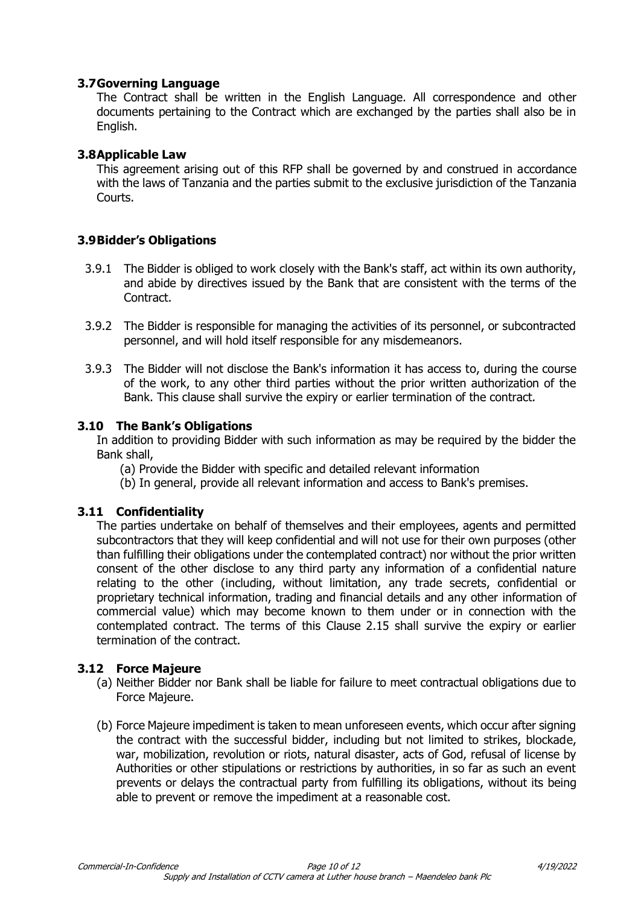### 3.7 Governing Language

The Contract shall be written in the English Language. All correspondence and other documents pertaining to the Contract which are exchanged by the parties shall also be in English.

### 3.8 Applicable Law

This agreement arising out of this RFP shall be governed by and construed in accordance with the laws of Tanzania and the parties submit to the exclusive jurisdiction of the Tanzania Courts.

### 3.9 Bidder's Obligations

3.9.1 The Bidder is obliged to work closely with the Bank's staff, act within its own authority, and abide by directives issued by the Bank that are consistent with the terms of the Contract.

3.9.2 The Bidder is responsible for managing the activities of its personnel, or subcontracted personnel, and will hold itself responsible for any misdemeanors.

3.9.3 The Bidder will not disclose the Bank's information it has access to, during the course of the work, to any other third parties without the prior written authorization of the Bank. This clause shall survive the expiry or earlier termination of the contract.

### 3.10 The Bank's Obligations

In addition to providing Bidder with such information as may be required by the bidder the Bank shall,

(a) Provide the Bidder with specific and detailed relevant information
(b) In general, provide all relevant information and access to Bank's premises.

### 3.11 Confidentiality

The parties undertake on behalf of themselves and their employees, agents and permitted subcontractors that they will keep confidential and will not use for their own purposes (other than fulfilling their obligations under the contemplated contract) nor without the prior written consent of the other disclose to any third party any information of a confidential nature relating to the other (including, without limitation, any trade secrets, confidential or proprietary technical information, trading and financial details and any other information of commercial value) which may become known to them under or in connection with the contemplated contract. The terms of this Clause 2.15 shall survive the expiry or earlier termination of the contract.

### 3.12 Force Majeure

(a) Neither Bidder nor Bank shall be liable for failure to meet contractual obligations due to Force Majeure.

(b) Force Majeure impediment is taken to mean unforeseen events, which occur after signing the contract with the successful bidder, including but not limited to strikes, blockade, war, mobilization, revolution or riots, natural disaster, acts of God, refusal of license by Authorities or other stipulations or restrictions by authorities, in so far as such an event prevents or delays the contractual party from fulfilling its obligations, without its being able to prevent or remove the impediment at a reasonable cost.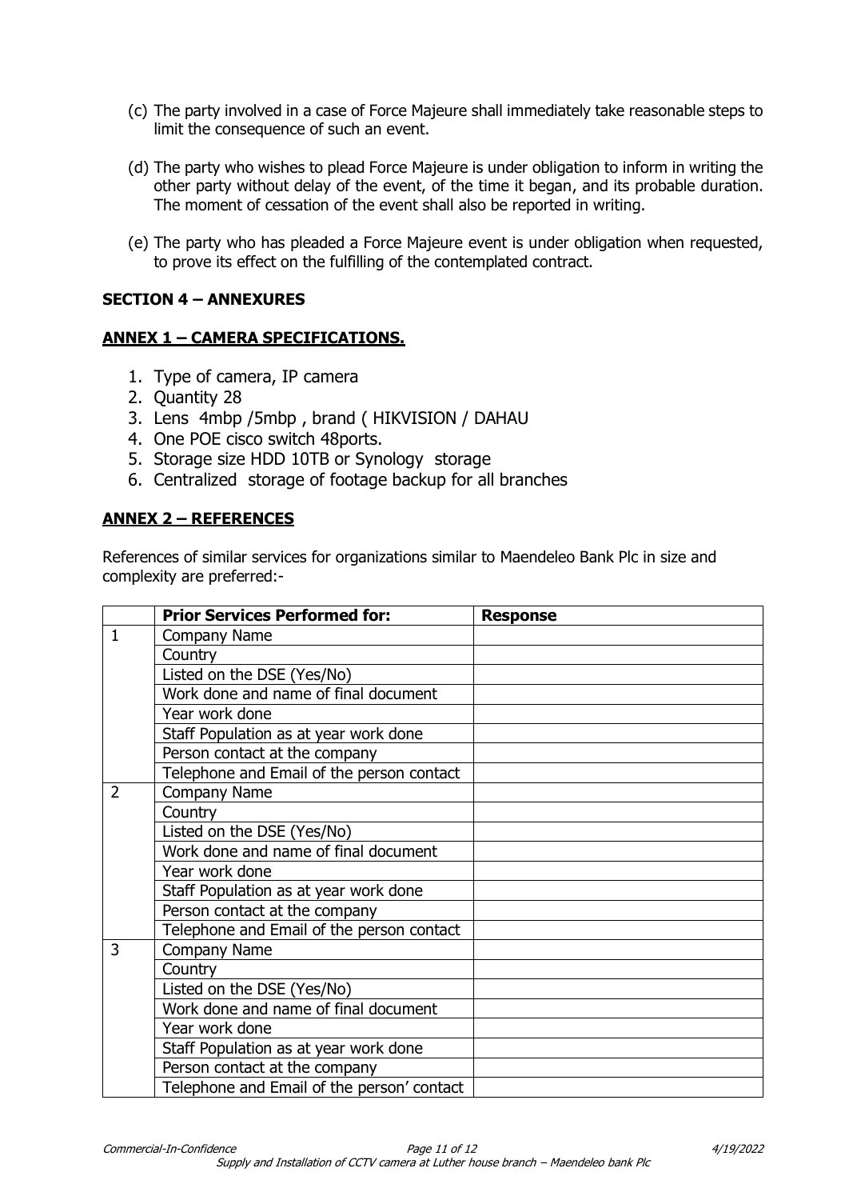(c) The party involved in a case of Force Majeure shall immediately take reasonable steps to limit the consequence of such an event.

(d) The party who wishes to plead Force Majeure is under obligation to inform in writing the other party without delay of the event, of the time it began, and its probable duration. The moment of cessation of the event shall also be reported in writing.

(e) The party who has pleaded a Force Majeure event is under obligation when requested, to prove its effect on the fulfilling of the contemplated contract.

## SECTION 4 – ANNEXURES

### ANNEX 1 – CAMERA SPECIFICATIONS.

1. Type of camera, IP camera
2. Quantity 28
3. Lens 4mbp /5mbp , brand ( HIKVISION / DAHAU
4. One POE cisco switch 48ports.
5. Storage size HDD 10TB or Synology storage
6. Centralized storage of footage backup for all branches

### ANNEX 2 – REFERENCES

References of similar services for organizations similar to Maendeleo Bank Plc in size and complexity are preferred:-

| | Prior Services Performed for: | Response |
|---|---|---|
| 1 | Company Name | |
| | Country | |
| | Listed on the DSE (Yes/No) | |
| | Work done and name of final document | |
| | Year work done | |
| | Staff Population as at year work done | |
| | Person contact at the company | |
| | Telephone and Email of the person contact | |
| 2 | Company Name | |
| | Country | |
| | Listed on the DSE (Yes/No) | |
| | Work done and name of final document | |
| | Year work done | |
| | Staff Population as at year work done | |
| | Person contact at the company | |
| | Telephone and Email of the person contact | |
| 3 | Company Name | |
| | Country | |
| | Listed on the DSE (Yes/No) | |
| | Work done and name of final document | |
| | Year work done | |
| | Staff Population as at year work done | |
| | Person contact at the company | |
| | Telephone and Email of the person' contact | |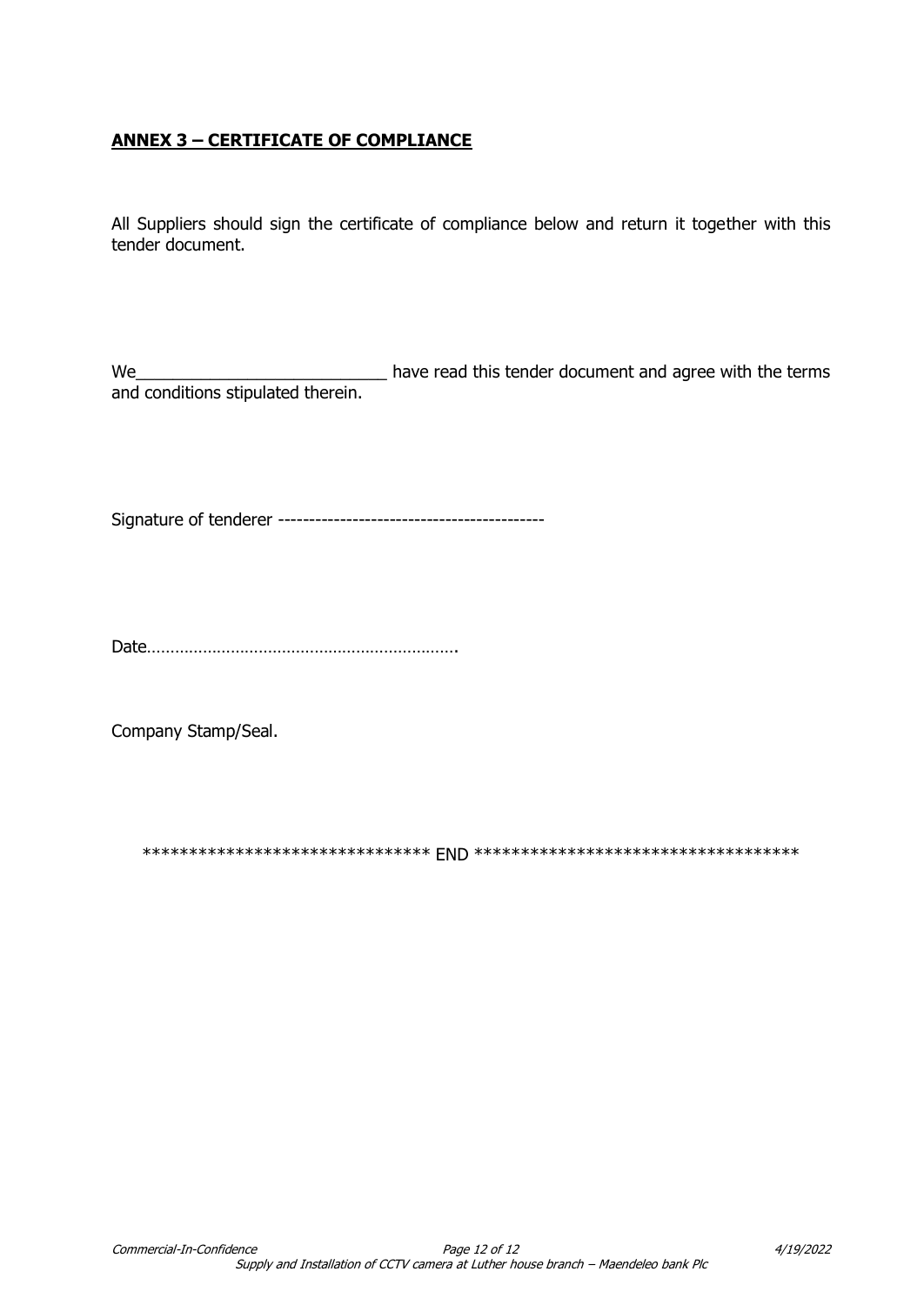## **ANNEX 3 – CERTIFICATE OF COMPLIANCE**

All Suppliers should sign the certificate of compliance below and return it together with this tender document.

We___________________________ have read this tender document and agree with the terms and conditions stipulated therein.

Signature of tenderer ------------------------------------------

Date…………………………………………………………….

Company Stamp/Seal.

******************************* END ***********************************